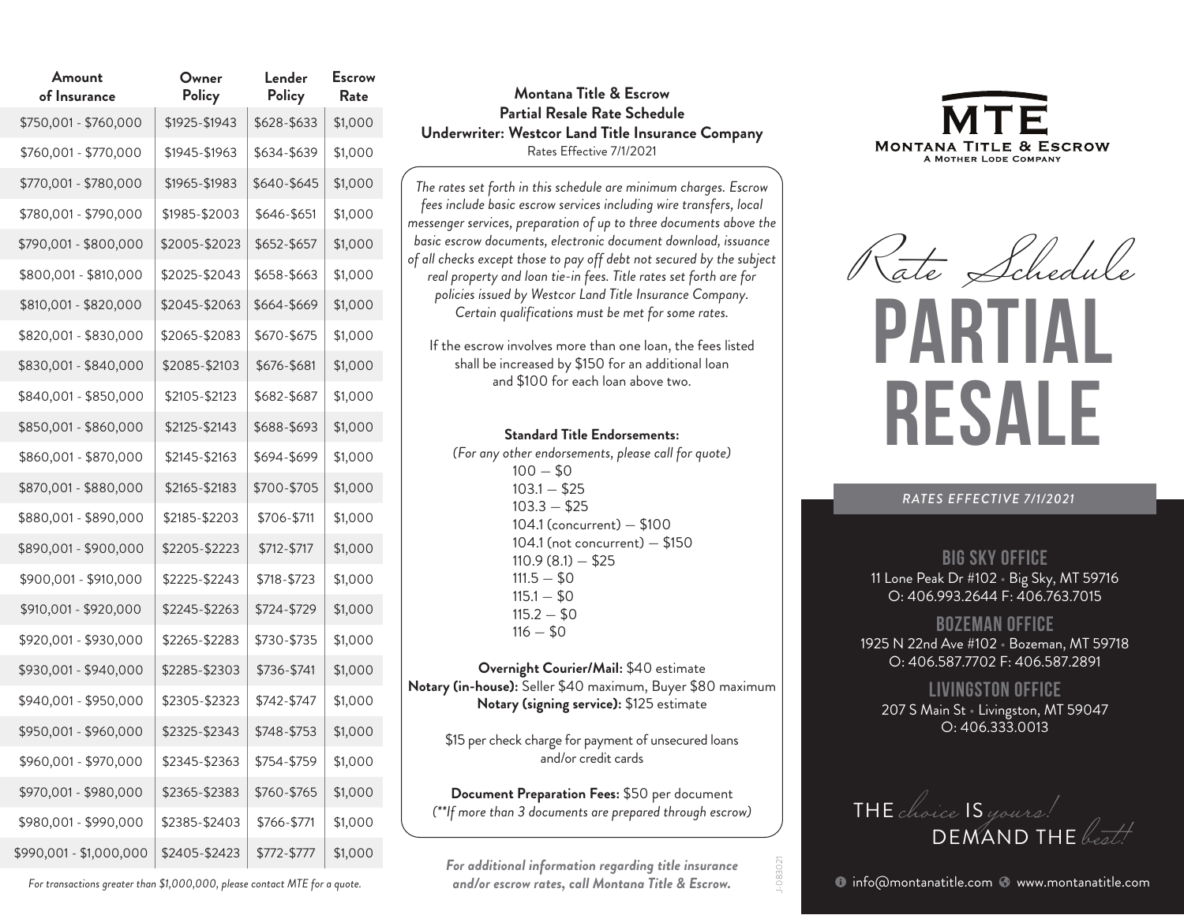| Amount of Insurance | Owner Policy | Lender Policy | Escrow Rate |
|---|---|---|---|
| $750,001 - $760,000 | $1925-$1943 | $628-$633 | $1,000 |
| $760,001 - $770,000 | $1945-$1963 | $634-$639 | $1,000 |
| $770,001 - $780,000 | $1965-$1983 | $640-$645 | $1,000 |
| $780,001 - $790,000 | $1985-$2003 | $646-$651 | $1,000 |
| $790,001 - $800,000 | $2005-$2023 | $652-$657 | $1,000 |
| $800,001 - $810,000 | $2025-$2043 | $658-$663 | $1,000 |
| $810,001 - $820,000 | $2045-$2063 | $664-$669 | $1,000 |
| $820,001 - $830,000 | $2065-$2083 | $670-$675 | $1,000 |
| $830,001 - $840,000 | $2085-$2103 | $676-$681 | $1,000 |
| $840,001 - $850,000 | $2105-$2123 | $682-$687 | $1,000 |
| $850,001 - $860,000 | $2125-$2143 | $688-$693 | $1,000 |
| $860,001 - $870,000 | $2145-$2163 | $694-$699 | $1,000 |
| $870,001 - $880,000 | $2165-$2183 | $700-$705 | $1,000 |
| $880,001 - $890,000 | $2185-$2203 | $706-$711 | $1,000 |
| $890,001 - $900,000 | $2205-$2223 | $712-$717 | $1,000 |
| $900,001 - $910,000 | $2225-$2243 | $718-$723 | $1,000 |
| $910,001 - $920,000 | $2245-$2263 | $724-$729 | $1,000 |
| $920,001 - $930,000 | $2265-$2283 | $730-$735 | $1,000 |
| $930,001 - $940,000 | $2285-$2303 | $736-$741 | $1,000 |
| $940,001 - $950,000 | $2305-$2323 | $742-$747 | $1,000 |
| $950,001 - $960,000 | $2325-$2343 | $748-$753 | $1,000 |
| $960,001 - $970,000 | $2345-$2363 | $754-$759 | $1,000 |
| $970,001 - $980,000 | $2365-$2383 | $760-$765 | $1,000 |
| $980,001 - $990,000 | $2385-$2403 | $766-$771 | $1,000 |
| $990,001 - $1,000,000 | $2405-$2423 | $772-$777 | $1,000 |

*For transactions greater than $1,000,000, please contact MTE for a quote.*

**Montana Title & Escrow**
**Partial Resale Rate Schedule**
**Underwriter: Westcor Land Title Insurance Company**
Rates Effective 7/1/2021

*The rates set forth in this schedule are minimum charges. Escrow fees include basic escrow services including wire transfers, local messenger services, preparation of up to three documents above the basic escrow documents, electronic document download, issuance of all checks except those to pay off debt not secured by the subject real property and loan tie-in fees. Title rates set forth are for policies issued by Westcor Land Title Insurance Company. Certain qualifications must be met for some rates.*

If the escrow involves more than one loan, the fees listed shall be increased by $150 for an additional loan and $100 for each loan above two.

**Standard Title Endorsements:**
*(For any other endorsements, please call for quote)*

- 100 — $0
- 103.1 — $25
- 103.3 — $25
- 104.1 (concurrent) — $100
- 104.1 (not concurrent) — $150
- 110.9 (8.1) — $25
- 111.5 — $0
- 115.1 — $0
- 115.2 — $0
- 116 — $0

**Overnight Courier/Mail:** $40 estimate
**Notary (in-house):** Seller $40 maximum, Buyer $80 maximum
**Notary (signing service):** $125 estimate

$15 per check charge for payment of unsecured loans and/or credit cards

**Document Preparation Fees:** $50 per document
*(**If more than 3 documents are prepared through escrow)*

***For additional information regarding title insurance and/or escrow rates, call Montana Title & Escrow.***

J-083021

**MTE**
**Montana Title & Escrow**
A Mother Lode Company

*Rate Schedule*

# PARTIAL RESALE

*RATES EFFECTIVE 7/1/2021*

**BIG SKY OFFICE**
11 Lone Peak Dr #102 • Big Sky, MT 59716
O: 406.993.2644 F: 406.763.7015

**BOZEMAN OFFICE**
1925 N 22nd Ave #102 • Bozeman, MT 59718
O: 406.587.7702 F: 406.587.2891

**LIVINGSTON OFFICE**
207 S Main St • Livingston, MT 59047
O: 406.333.0013

THE *choice* IS *yours!* DEMAND THE *best!*

info@montanatitle.com www.montanatitle.com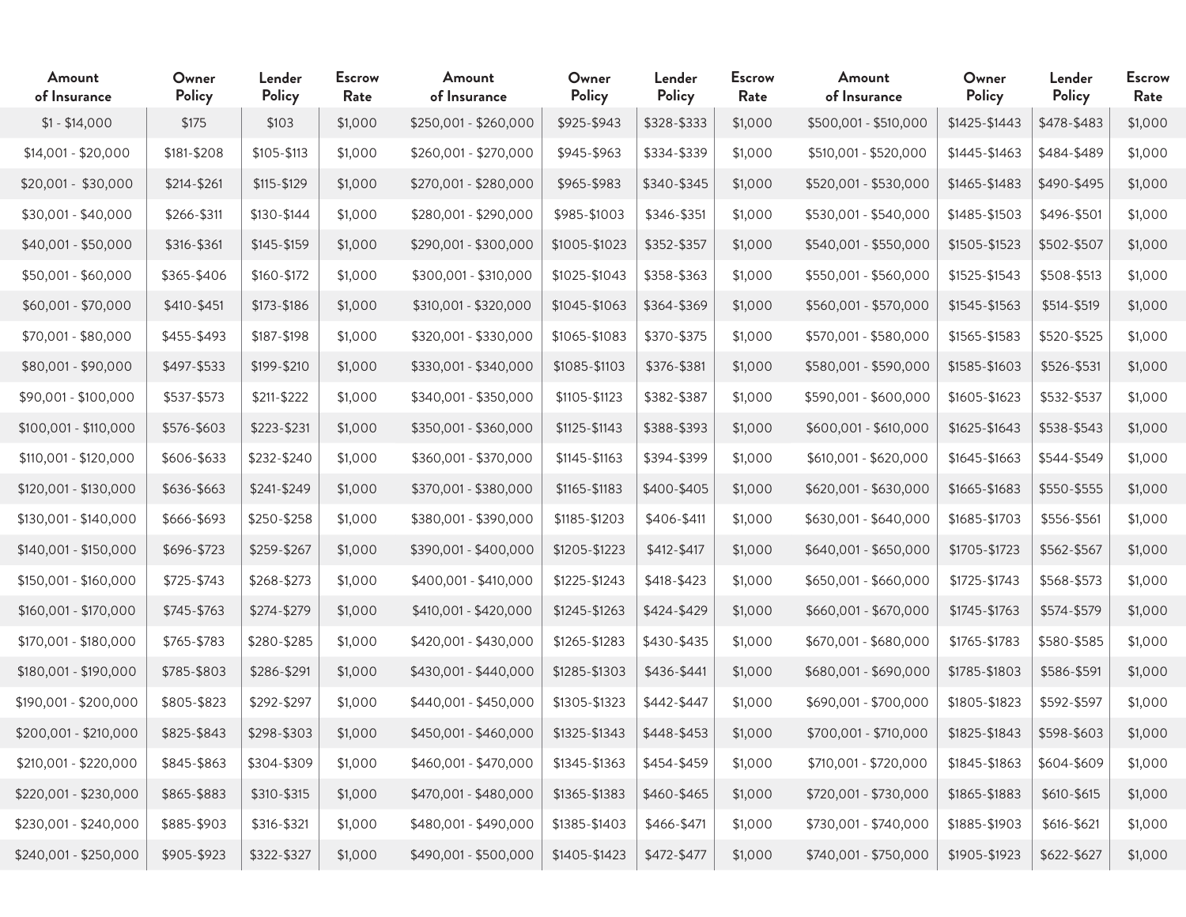| Amount of Insurance | Owner Policy | Lender Policy | Escrow Rate | Amount of Insurance | Owner Policy | Lender Policy | Escrow Rate | Amount of Insurance | Owner Policy | Lender Policy | Escrow Rate |
|---|---|---|---|---|---|---|---|---|---|---|---|
| $1 - $14,000 | $175 | $103 | $1,000 | $250,001 - $260,000 | $925-$943 | $328-$333 | $1,000 | $500,001 - $510,000 | $1425-$1443 | $478-$483 | $1,000 |
| $14,001 - $20,000 | $181-$208 | $105-$113 | $1,000 | $260,001 - $270,000 | $945-$963 | $334-$339 | $1,000 | $510,001 - $520,000 | $1445-$1463 | $484-$489 | $1,000 |
| $20,001 - $30,000 | $214-$261 | $115-$129 | $1,000 | $270,001 - $280,000 | $965-$983 | $340-$345 | $1,000 | $520,001 - $530,000 | $1465-$1483 | $490-$495 | $1,000 |
| $30,001 - $40,000 | $266-$311 | $130-$144 | $1,000 | $280,001 - $290,000 | $985-$1003 | $346-$351 | $1,000 | $530,001 - $540,000 | $1485-$1503 | $496-$501 | $1,000 |
| $40,001 - $50,000 | $316-$361 | $145-$159 | $1,000 | $290,001 - $300,000 | $1005-$1023 | $352-$357 | $1,000 | $540,001 - $550,000 | $1505-$1523 | $502-$507 | $1,000 |
| $50,001 - $60,000 | $365-$406 | $160-$172 | $1,000 | $300,001 - $310,000 | $1025-$1043 | $358-$363 | $1,000 | $550,001 - $560,000 | $1525-$1543 | $508-$513 | $1,000 |
| $60,001 - $70,000 | $410-$451 | $173-$186 | $1,000 | $310,001 - $320,000 | $1045-$1063 | $364-$369 | $1,000 | $560,001 - $570,000 | $1545-$1563 | $514-$519 | $1,000 |
| $70,001 - $80,000 | $455-$493 | $187-$198 | $1,000 | $320,001 - $330,000 | $1065-$1083 | $370-$375 | $1,000 | $570,001 - $580,000 | $1565-$1583 | $520-$525 | $1,000 |
| $80,001 - $90,000 | $497-$533 | $199-$210 | $1,000 | $330,001 - $340,000 | $1085-$1103 | $376-$381 | $1,000 | $580,001 - $590,000 | $1585-$1603 | $526-$531 | $1,000 |
| $90,001 - $100,000 | $537-$573 | $211-$222 | $1,000 | $340,001 - $350,000 | $1105-$1123 | $382-$387 | $1,000 | $590,001 - $600,000 | $1605-$1623 | $532-$537 | $1,000 |
| $100,001 - $110,000 | $576-$603 | $223-$231 | $1,000 | $350,001 - $360,000 | $1125-$1143 | $388-$393 | $1,000 | $600,001 - $610,000 | $1625-$1643 | $538-$543 | $1,000 |
| $110,001 - $120,000 | $606-$633 | $232-$240 | $1,000 | $360,001 - $370,000 | $1145-$1163 | $394-$399 | $1,000 | $610,001 - $620,000 | $1645-$1663 | $544-$549 | $1,000 |
| $120,001 - $130,000 | $636-$663 | $241-$249 | $1,000 | $370,001 - $380,000 | $1165-$1183 | $400-$405 | $1,000 | $620,001 - $630,000 | $1665-$1683 | $550-$555 | $1,000 |
| $130,001 - $140,000 | $666-$693 | $250-$258 | $1,000 | $380,001 - $390,000 | $1185-$1203 | $406-$411 | $1,000 | $630,001 - $640,000 | $1685-$1703 | $556-$561 | $1,000 |
| $140,001 - $150,000 | $696-$723 | $259-$267 | $1,000 | $390,001 - $400,000 | $1205-$1223 | $412-$417 | $1,000 | $640,001 - $650,000 | $1705-$1723 | $562-$567 | $1,000 |
| $150,001 - $160,000 | $725-$743 | $268-$273 | $1,000 | $400,001 - $410,000 | $1225-$1243 | $418-$423 | $1,000 | $650,001 - $660,000 | $1725-$1743 | $568-$573 | $1,000 |
| $160,001 - $170,000 | $745-$763 | $274-$279 | $1,000 | $410,001 - $420,000 | $1245-$1263 | $424-$429 | $1,000 | $660,001 - $670,000 | $1745-$1763 | $574-$579 | $1,000 |
| $170,001 - $180,000 | $765-$783 | $280-$285 | $1,000 | $420,001 - $430,000 | $1265-$1283 | $430-$435 | $1,000 | $670,001 - $680,000 | $1765-$1783 | $580-$585 | $1,000 |
| $180,001 - $190,000 | $785-$803 | $286-$291 | $1,000 | $430,001 - $440,000 | $1285-$1303 | $436-$441 | $1,000 | $680,001 - $690,000 | $1785-$1803 | $586-$591 | $1,000 |
| $190,001 - $200,000 | $805-$823 | $292-$297 | $1,000 | $440,001 - $450,000 | $1305-$1323 | $442-$447 | $1,000 | $690,001 - $700,000 | $1805-$1823 | $592-$597 | $1,000 |
| $200,001 - $210,000 | $825-$843 | $298-$303 | $1,000 | $450,001 - $460,000 | $1325-$1343 | $448-$453 | $1,000 | $700,001 - $710,000 | $1825-$1843 | $598-$603 | $1,000 |
| $210,001 - $220,000 | $845-$863 | $304-$309 | $1,000 | $460,001 - $470,000 | $1345-$1363 | $454-$459 | $1,000 | $710,001 - $720,000 | $1845-$1863 | $604-$609 | $1,000 |
| $220,001 - $230,000 | $865-$883 | $310-$315 | $1,000 | $470,001 - $480,000 | $1365-$1383 | $460-$465 | $1,000 | $720,001 - $730,000 | $1865-$1883 | $610-$615 | $1,000 |
| $230,001 - $240,000 | $885-$903 | $316-$321 | $1,000 | $480,001 - $490,000 | $1385-$1403 | $466-$471 | $1,000 | $730,001 - $740,000 | $1885-$1903 | $616-$621 | $1,000 |
| $240,001 - $250,000 | $905-$923 | $322-$327 | $1,000 | $490,001 - $500,000 | $1405-$1423 | $472-$477 | $1,000 | $740,001 - $750,000 | $1905-$1923 | $622-$627 | $1,000 |